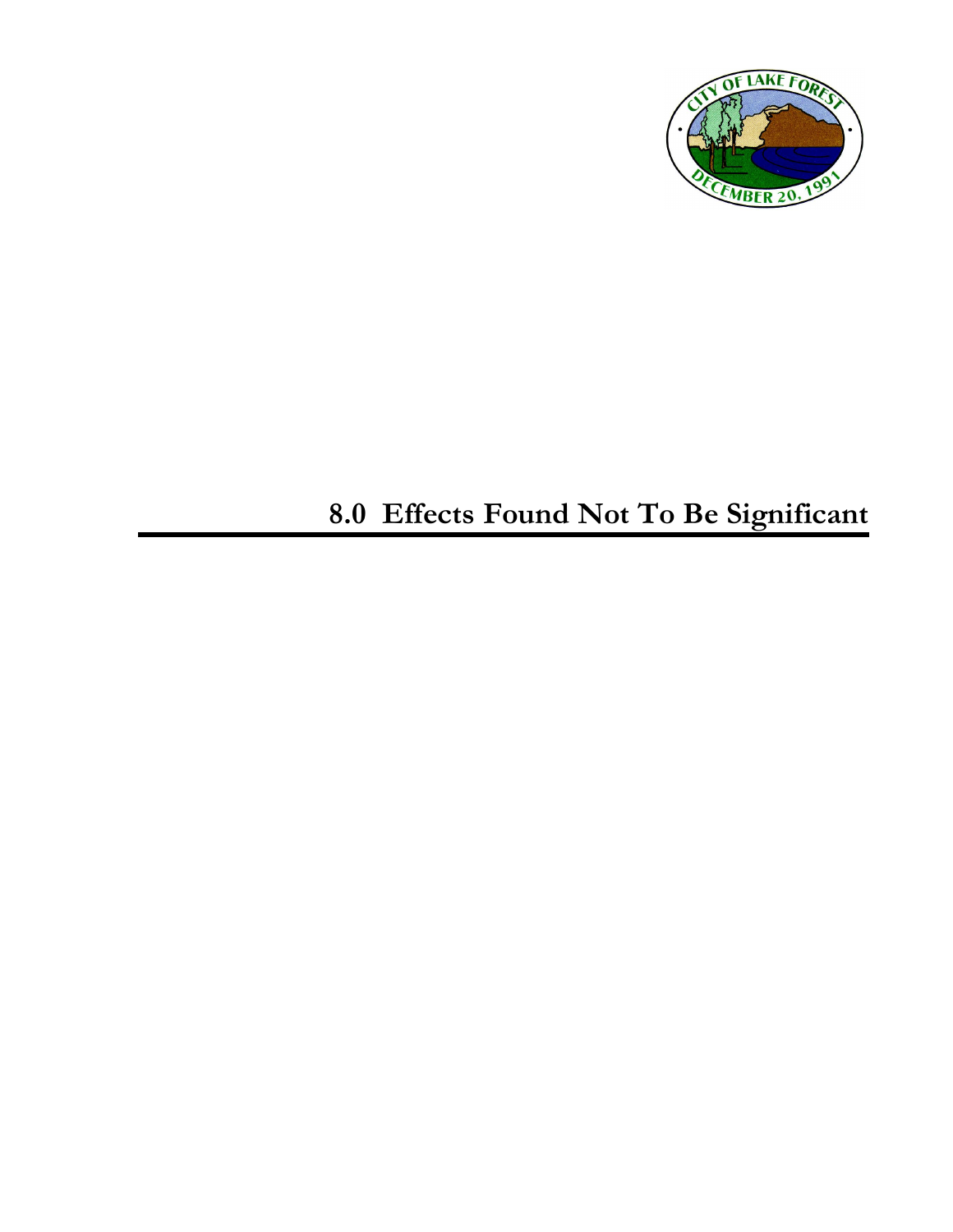# 8.0 Effects Found Not To Be Significant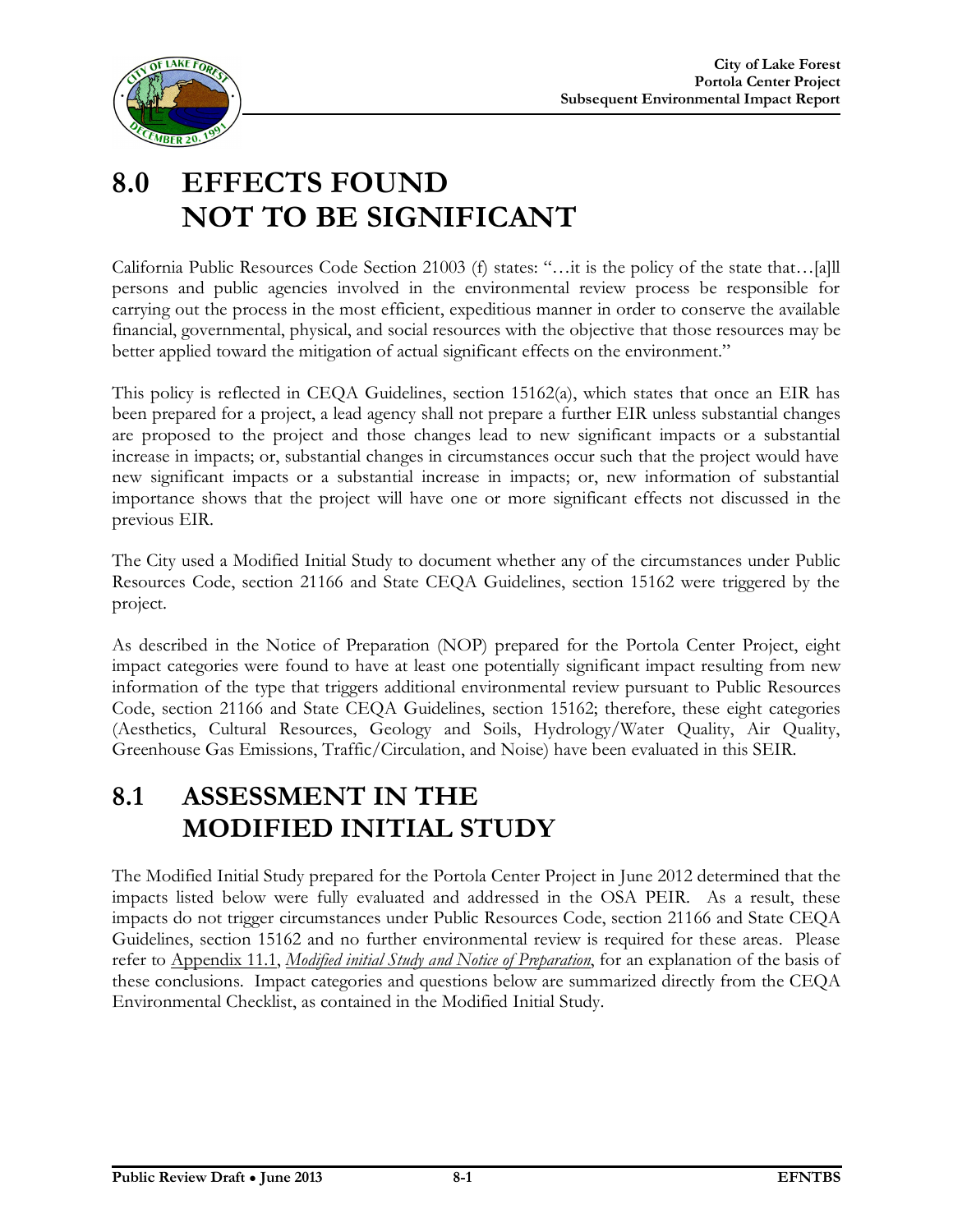# 8.0 EFFECTS FOUND NOT TO BE SIGNIFICANT

California Public Resources Code Section 21003 (f) states: "…it is the policy of the state that…[a]ll persons and public agencies involved in the environmental review process be responsible for carrying out the process in the most efficient, expeditious manner in order to conserve the available financial, governmental, physical, and social resources with the objective that those resources may be better applied toward the mitigation of actual significant effects on the environment."

This policy is reflected in CEQA Guidelines, section 15162(a), which states that once an EIR has been prepared for a project, a lead agency shall not prepare a further EIR unless substantial changes are proposed to the project and those changes lead to new significant impacts or a substantial increase in impacts; or, substantial changes in circumstances occur such that the project would have new significant impacts or a substantial increase in impacts; or, new information of substantial importance shows that the project will have one or more significant effects not discussed in the previous EIR.

The City used a Modified Initial Study to document whether any of the circumstances under Public Resources Code, section 21166 and State CEQA Guidelines, section 15162 were triggered by the project.

As described in the Notice of Preparation (NOP) prepared for the Portola Center Project, eight impact categories were found to have at least one potentially significant impact resulting from new information of the type that triggers additional environmental review pursuant to Public Resources Code, section 21166 and State CEQA Guidelines, section 15162; therefore, these eight categories (Aesthetics, Cultural Resources, Geology and Soils, Hydrology/Water Quality, Air Quality, Greenhouse Gas Emissions, Traffic/Circulation, and Noise) have been evaluated in this SEIR.

## 8.1 ASSESSMENT IN THE MODIFIED INITIAL STUDY

The Modified Initial Study prepared for the Portola Center Project in June 2012 determined that the impacts listed below were fully evaluated and addressed in the OSA PEIR. As a result, these impacts do not trigger circumstances under Public Resources Code, section 21166 and State CEQA Guidelines, section 15162 and no further environmental review is required for these areas. Please refer to Appendix 11.1, *Modified initial Study and Notice of Preparation*, for an explanation of the basis of these conclusions. Impact categories and questions below are summarized directly from the CEQA Environmental Checklist, as contained in the Modified Initial Study.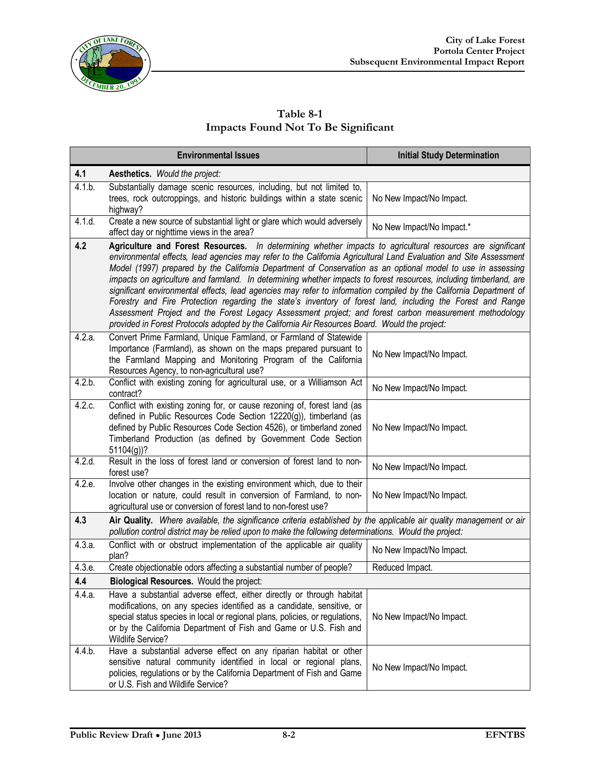**Table 8-1**
**Impacts Found Not To Be Significant**

| | Environmental Issues | Initial Study Determination |
|---|---|---|
| **4.1** | **Aesthetics.** *Would the project:* | |
| 4.1.b. | Substantially damage scenic resources, including, but not limited to, trees, rock outcroppings, and historic buildings within a state scenic highway? | No New Impact/No Impact. |
| 4.1.d. | Create a new source of substantial light or glare which would adversely affect day or nighttime views in the area? | No New Impact/No Impact.* |
| **4.2** | **Agriculture and Forest Resources.** *In determining whether impacts to agricultural resources are significant environmental effects, lead agencies may refer to the California Agricultural Land Evaluation and Site Assessment Model (1997) prepared by the California Department of Conservation as an optional model to use in assessing impacts on agriculture and farmland. In determining whether impacts to forest resources, including timberland, are significant environmental effects, lead agencies may refer to information compiled by the California Department of Forestry and Fire Protection regarding the state's inventory of forest land, including the Forest and Range Assessment Project and the Forest Legacy Assessment project; and forest carbon measurement methodology provided in Forest Protocols adopted by the California Air Resources Board. Would the project:* | |
| 4.2.a. | Convert Prime Farmland, Unique Farmland, or Farmland of Statewide Importance (Farmland), as shown on the maps prepared pursuant to the Farmland Mapping and Monitoring Program of the California Resources Agency, to non-agricultural use? | No New Impact/No Impact. |
| 4.2.b. | Conflict with existing zoning for agricultural use, or a Williamson Act contract? | No New Impact/No Impact. |
| 4.2.c. | Conflict with existing zoning for, or cause rezoning of, forest land (as defined in Public Resources Code Section 12220(g)), timberland (as defined by Public Resources Code Section 4526), or timberland zoned Timberland Production (as defined by Government Code Section 51104(g))? | No New Impact/No Impact. |
| 4.2.d. | Result in the loss of forest land or conversion of forest land to non-forest use? | No New Impact/No Impact. |
| 4.2.e. | Involve other changes in the existing environment which, due to their location or nature, could result in conversion of Farmland, to non-agricultural use or conversion of forest land to non-forest use? | No New Impact/No Impact. |
| **4.3** | **Air Quality.** *Where available, the significance criteria established by the applicable air quality management or air pollution control district may be relied upon to make the following determinations. Would the project:* | |
| 4.3.a. | Conflict with or obstruct implementation of the applicable air quality plan? | No New Impact/No Impact. |
| 4.3.e. | Create objectionable odors affecting a substantial number of people? | Reduced Impact. |
| **4.4** | **Biological Resources.** Would the project: | |
| 4.4.a. | Have a substantial adverse effect, either directly or through habitat modifications, on any species identified as a candidate, sensitive, or special status species in local or regional plans, policies, or regulations, or by the California Department of Fish and Game or U.S. Fish and Wildlife Service? | No New Impact/No Impact. |
| 4.4.b. | Have a substantial adverse effect on any riparian habitat or other sensitive natural community identified in local or regional plans, policies, regulations or by the California Department of Fish and Game or U.S. Fish and Wildlife Service? | No New Impact/No Impact. |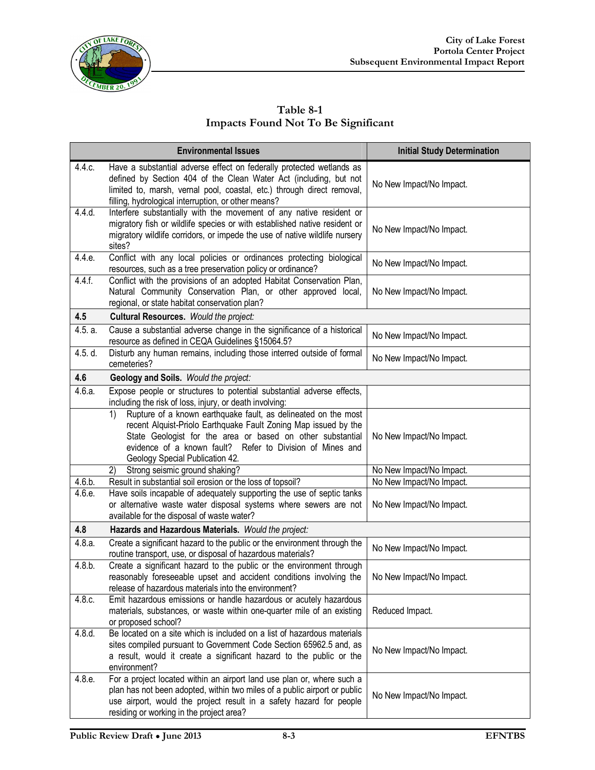**Table 8-1**
**Impacts Found Not To Be Significant**

| Environmental Issues | | Initial Study Determination |
|---|---|---|
| 4.4.c. | Have a substantial adverse effect on federally protected wetlands as defined by Section 404 of the Clean Water Act (including, but not limited to, marsh, vernal pool, coastal, etc.) through direct removal, filling, hydrological interruption, or other means? | No New Impact/No Impact. |
| 4.4.d. | Interfere substantially with the movement of any native resident or migratory fish or wildlife species or with established native resident or migratory wildlife corridors, or impede the use of native wildlife nursery sites? | No New Impact/No Impact. |
| 4.4.e. | Conflict with any local policies or ordinances protecting biological resources, such as a tree preservation policy or ordinance? | No New Impact/No Impact. |
| 4.4.f. | Conflict with the provisions of an adopted Habitat Conservation Plan, Natural Community Conservation Plan, or other approved local, regional, or state habitat conservation plan? | No New Impact/No Impact. |
| **4.5** | **Cultural Resources.** *Would the project:* | |
| 4.5. a. | Cause a substantial adverse change in the significance of a historical resource as defined in CEQA Guidelines §15064.5? | No New Impact/No Impact. |
| 4.5. d. | Disturb any human remains, including those interred outside of formal cemeteries? | No New Impact/No Impact. |
| **4.6** | **Geology and Soils.** *Would the project:* | |
| 4.6.a. | Expose people or structures to potential substantial adverse effects, including the risk of loss, injury, or death involving: | |
| | 1) Rupture of a known earthquake fault, as delineated on the most recent Alquist-Priolo Earthquake Fault Zoning Map issued by the State Geologist for the area or based on other substantial evidence of a known fault? Refer to Division of Mines and Geology Special Publication 42. | No New Impact/No Impact. |
| | 2) Strong seismic ground shaking? | No New Impact/No Impact. |
| 4.6.b. | Result in substantial soil erosion or the loss of topsoil? | No New Impact/No Impact. |
| 4.6.e. | Have soils incapable of adequately supporting the use of septic tanks or alternative waste water disposal systems where sewers are not available for the disposal of waste water? | No New Impact/No Impact. |
| **4.8** | **Hazards and Hazardous Materials.** *Would the project:* | |
| 4.8.a. | Create a significant hazard to the public or the environment through the routine transport, use, or disposal of hazardous materials? | No New Impact/No Impact. |
| 4.8.b. | Create a significant hazard to the public or the environment through reasonably foreseeable upset and accident conditions involving the release of hazardous materials into the environment? | No New Impact/No Impact. |
| 4.8.c. | Emit hazardous emissions or handle hazardous or acutely hazardous materials, substances, or waste within one-quarter mile of an existing or proposed school? | Reduced Impact. |
| 4.8.d. | Be located on a site which is included on a list of hazardous materials sites compiled pursuant to Government Code Section 65962.5 and, as a result, would it create a significant hazard to the public or the environment? | No New Impact/No Impact. |
| 4.8.e. | For a project located within an airport land use plan or, where such a plan has not been adopted, within two miles of a public airport or public use airport, would the project result in a safety hazard for people residing or working in the project area? | No New Impact/No Impact. |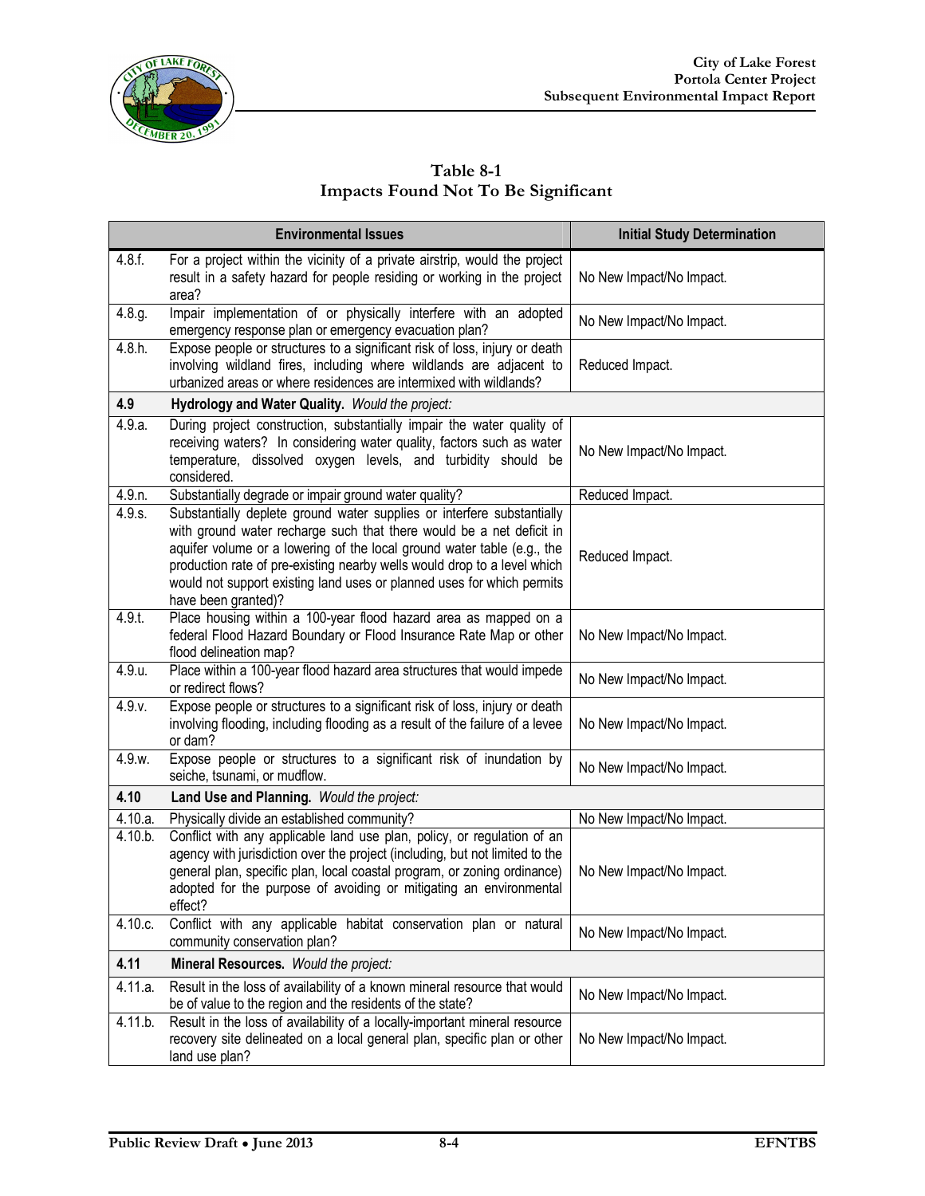**Table 8-1**
**Impacts Found Not To Be Significant**

| Environmental Issues | | Initial Study Determination |
|---|---|---|
| 4.8.f. | For a project within the vicinity of a private airstrip, would the project result in a safety hazard for people residing or working in the project area? | No New Impact/No Impact. |
| 4.8.g. | Impair implementation of or physically interfere with an adopted emergency response plan or emergency evacuation plan? | No New Impact/No Impact. |
| 4.8.h. | Expose people or structures to a significant risk of loss, injury or death involving wildland fires, including where wildlands are adjacent to urbanized areas or where residences are intermixed with wildlands? | Reduced Impact. |
| **4.9** | **Hydrology and Water Quality.** *Would the project:* | |
| 4.9.a. | During project construction, substantially impair the water quality of receiving waters? In considering water quality, factors such as water temperature, dissolved oxygen levels, and turbidity should be considered. | No New Impact/No Impact. |
| 4.9.n. | Substantially degrade or impair ground water quality? | Reduced Impact. |
| 4.9.s. | Substantially deplete ground water supplies or interfere substantially with ground water recharge such that there would be a net deficit in aquifer volume or a lowering of the local ground water table (e.g., the production rate of pre-existing nearby wells would drop to a level which would not support existing land uses or planned uses for which permits have been granted)? | Reduced Impact. |
| 4.9.t. | Place housing within a 100-year flood hazard area as mapped on a federal Flood Hazard Boundary or Flood Insurance Rate Map or other flood delineation map? | No New Impact/No Impact. |
| 4.9.u. | Place within a 100-year flood hazard area structures that would impede or redirect flows? | No New Impact/No Impact. |
| 4.9.v. | Expose people or structures to a significant risk of loss, injury or death involving flooding, including flooding as a result of the failure of a levee or dam? | No New Impact/No Impact. |
| 4.9.w. | Expose people or structures to a significant risk of inundation by seiche, tsunami, or mudflow. | No New Impact/No Impact. |
| **4.10** | **Land Use and Planning.** *Would the project:* | |
| 4.10.a. | Physically divide an established community? | No New Impact/No Impact. |
| 4.10.b. | Conflict with any applicable land use plan, policy, or regulation of an agency with jurisdiction over the project (including, but not limited to the general plan, specific plan, local coastal program, or zoning ordinance) adopted for the purpose of avoiding or mitigating an environmental effect? | No New Impact/No Impact. |
| 4.10.c. | Conflict with any applicable habitat conservation plan or natural community conservation plan? | No New Impact/No Impact. |
| **4.11** | **Mineral Resources.** *Would the project:* | |
| 4.11.a. | Result in the loss of availability of a known mineral resource that would be of value to the region and the residents of the state? | No New Impact/No Impact. |
| 4.11.b. | Result in the loss of availability of a locally-important mineral resource recovery site delineated on a local general plan, specific plan or other land use plan? | No New Impact/No Impact. |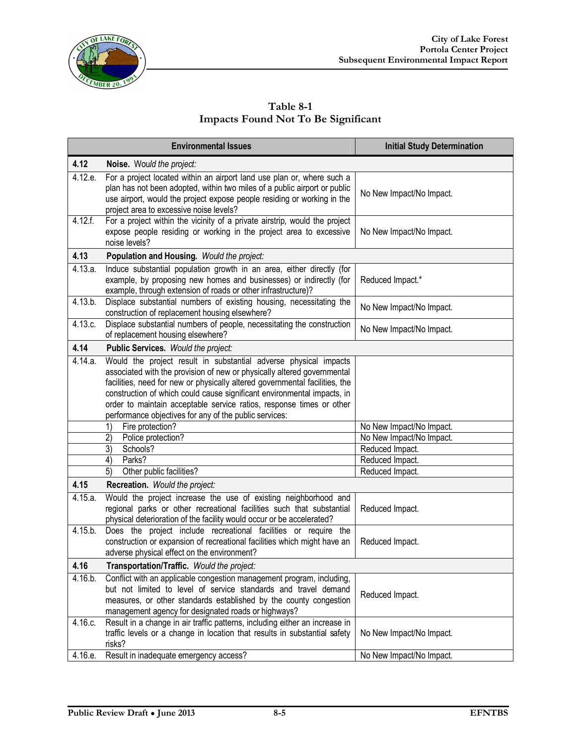**Table 8-1**
**Impacts Found Not To Be Significant**

| | Environmental Issues | Initial Study Determination |
|---|---|---|
| **4.12** | **Noise.** *Would the project:* | |
| 4.12.e. | For a project located within an airport land use plan or, where such a plan has not been adopted, within two miles of a public airport or public use airport, would the project expose people residing or working in the project area to excessive noise levels? | No New Impact/No Impact. |
| 4.12.f. | For a project within the vicinity of a private airstrip, would the project expose people residing or working in the project area to excessive noise levels? | No New Impact/No Impact. |
| **4.13** | **Population and Housing.** *Would the project:* | |
| 4.13.a. | Induce substantial population growth in an area, either directly (for example, by proposing new homes and businesses) or indirectly (for example, through extension of roads or other infrastructure)? | Reduced Impact.* |
| 4.13.b. | Displace substantial numbers of existing housing, necessitating the construction of replacement housing elsewhere? | No New Impact/No Impact. |
| 4.13.c. | Displace substantial numbers of people, necessitating the construction of replacement housing elsewhere? | No New Impact/No Impact. |
| **4.14** | **Public Services.** *Would the project:* | |
| 4.14.a. | Would the project result in substantial adverse physical impacts associated with the provision of new or physically altered governmental facilities, need for new or physically altered governmental facilities, the construction of which could cause significant environmental impacts, in order to maintain acceptable service ratios, response times or other performance objectives for any of the public services: | |
| | 1) Fire protection? | No New Impact/No Impact. |
| | 2) Police protection? | No New Impact/No Impact. |
| | 3) Schools? | Reduced Impact. |
| | 4) Parks? | Reduced Impact. |
| | 5) Other public facilities? | Reduced Impact. |
| **4.15** | **Recreation.** *Would the project:* | |
| 4.15.a. | Would the project increase the use of existing neighborhood and regional parks or other recreational facilities such that substantial physical deterioration of the facility would occur or be accelerated? | Reduced Impact. |
| 4.15.b. | Does the project include recreational facilities or require the construction or expansion of recreational facilities which might have an adverse physical effect on the environment? | Reduced Impact. |
| **4.16** | **Transportation/Traffic.** *Would the project:* | |
| 4.16.b. | Conflict with an applicable congestion management program, including, but not limited to level of service standards and travel demand measures, or other standards established by the county congestion management agency for designated roads or highways? | Reduced Impact. |
| 4.16.c. | Result in a change in air traffic patterns, including either an increase in traffic levels or a change in location that results in substantial safety risks? | No New Impact/No Impact. |
| 4.16.e. | Result in inadequate emergency access? | No New Impact/No Impact. |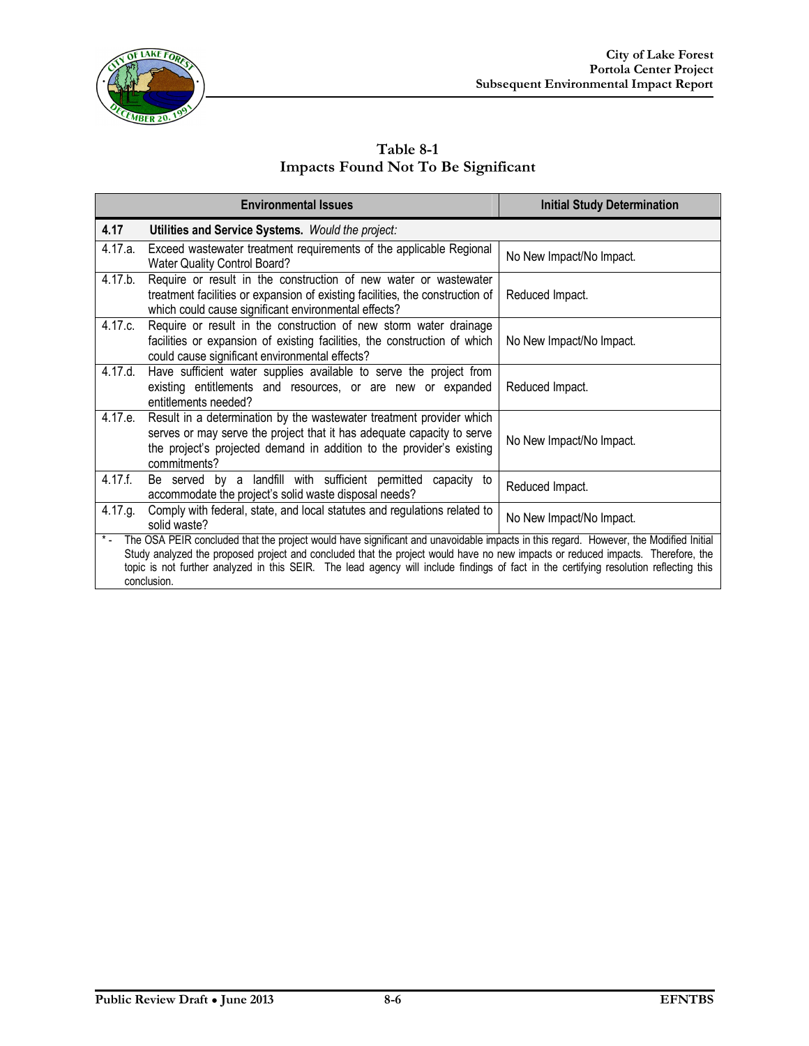**Table 8-1**
**Impacts Found Not To Be Significant**

| Environmental Issues | | Initial Study Determination |
|---|---|---|
| **4.17** | **Utilities and Service Systems.** *Would the project:* | |
| 4.17.a. | Exceed wastewater treatment requirements of the applicable Regional Water Quality Control Board? | No New Impact/No Impact. |
| 4.17.b. | Require or result in the construction of new water or wastewater treatment facilities or expansion of existing facilities, the construction of which could cause significant environmental effects? | Reduced Impact. |
| 4.17.c. | Require or result in the construction of new storm water drainage facilities or expansion of existing facilities, the construction of which could cause significant environmental effects? | No New Impact/No Impact. |
| 4.17.d. | Have sufficient water supplies available to serve the project from existing entitlements and resources, or are new or expanded entitlements needed? | Reduced Impact. |
| 4.17.e. | Result in a determination by the wastewater treatment provider which serves or may serve the project that it has adequate capacity to serve the project's projected demand in addition to the provider's existing commitments? | No New Impact/No Impact. |
| 4.17.f. | Be served by a landfill with sufficient permitted capacity to accommodate the project's solid waste disposal needs? | Reduced Impact. |
| 4.17.g. | Comply with federal, state, and local statutes and regulations related to solid waste? | No New Impact/No Impact. |
| * - | The OSA PEIR concluded that the project would have significant and unavoidable impacts in this regard. However, the Modified Initial Study analyzed the proposed project and concluded that the project would have no new impacts or reduced impacts. Therefore, the topic is not further analyzed in this SEIR. The lead agency will include findings of fact in the certifying resolution reflecting this conclusion. | |